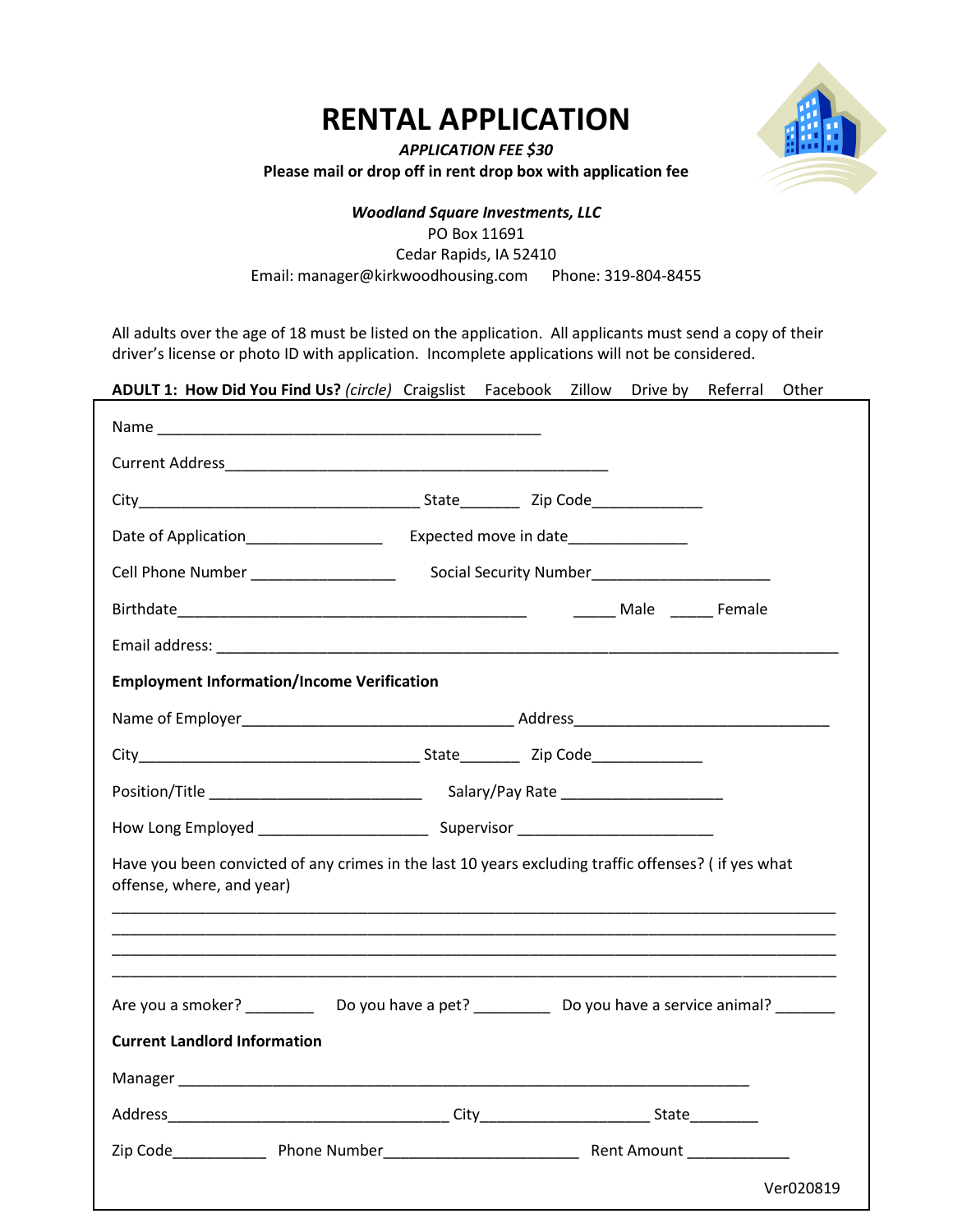# RENTAL APPLICATION

***APPLICATION FEE $30***

**Please mail or drop off in rent drop box with application fee**

***Woodland Square Investments, LLC***
PO Box 11691
Cedar Rapids, IA 52410
Email: manager@kirkwoodhousing.com Phone: 319-804-8455

All adults over the age of 18 must be listed on the application. All applicants must send a copy of their driver's license or photo ID with application. Incomplete applications will not be considered.

**ADULT 1: How Did You Find Us?** *(circle)* Craigslist Facebook Zillow Drive by Referral Other

Name _______________________________________________

Current Address_______________________________________________

City__________________________________ State_______ Zip Code_____________

Date of Application________________ Expected move in date______________

Cell Phone Number _________________ Social Security Number______________________

Birthdate__________________________________________ _____ Male _____ Female

Email address: ___________________________________________________________________________

**Employment Information/Income Verification**

Name of Employer_________________________________ Address_______________________________

City__________________________________ State_______ Zip Code_____________

Position/Title _________________________ Salary/Pay Rate ___________________

How Long Employed ____________________ Supervisor _______________________

Have you been convicted of any crimes in the last 10 years excluding traffic offenses? ( if yes what offense, where, and year)

_________________________________________________________________________________________

_________________________________________________________________________________________

_________________________________________________________________________________________

_________________________________________________________________________________________

Are you a smoker? ________ Do you have a pet? _________ Do you have a service animal? _______

**Current Landlord Information**

Manager _______________________________________________________________________

Address__________________________________ City____________________ State________

Zip Code___________ Phone Number_______________________ Rent Amount ____________

Ver020819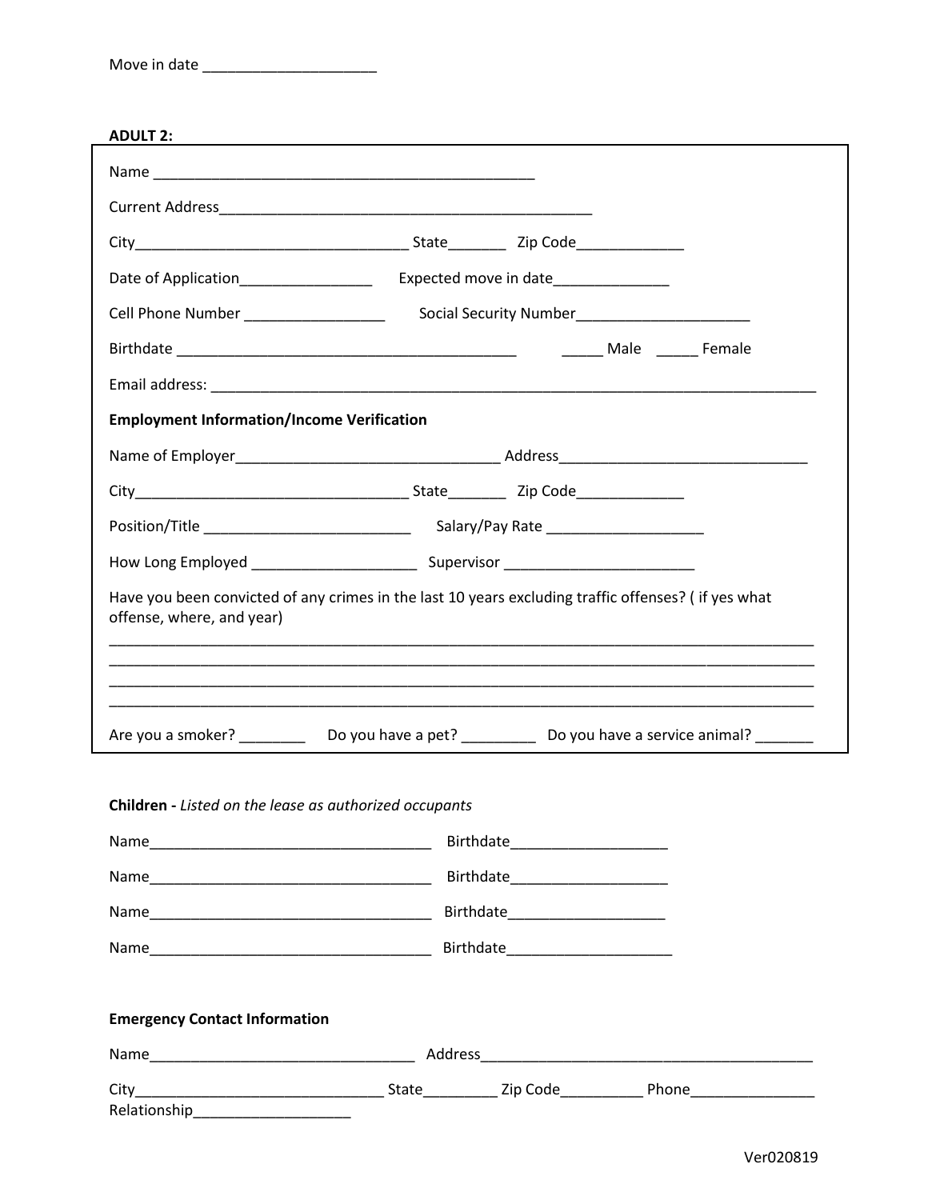Move in date ____________________

**ADULT 2:**

Name ____________________________________________

Current Address__________________________________________

City_______________________________ State_______ Zip Code____________

Date of Application_______________ Expected move in date_____________

Cell Phone Number ________________ Social Security Number____________________

Birthdate ________________________________________ _____ Male _____ Female

Email address: ______________________________________________________________________

**Employment Information/Income Verification**

Name of Employer_____________________________ Address_____________________________

City_______________________________ State_______ Zip Code____________

Position/Title ________________________ Salary/Pay Rate __________________

How Long Employed ___________________ Supervisor ______________________

Have you been convicted of any crimes in the last 10 years excluding traffic offenses? ( if yes what offense, where, and year)

_____________________________________________________________________________________
_____________________________________________________________________________________
_____________________________________________________________________________________
_____________________________________________________________________________________

Are you a smoker? ________ Do you have a pet? _________ Do you have a service animal? _______

**Children -** *Listed on the lease as authorized occupants*

Name________________________________ Birthdate__________________

Name________________________________ Birthdate__________________

Name________________________________ Birthdate__________________

Name________________________________ Birthdate___________________

**Emergency Contact Information**

Name______________________________ Address______________________________________

City____________________________ State_________ Zip Code__________ Phone_______________

Relationship__________________

Ver020819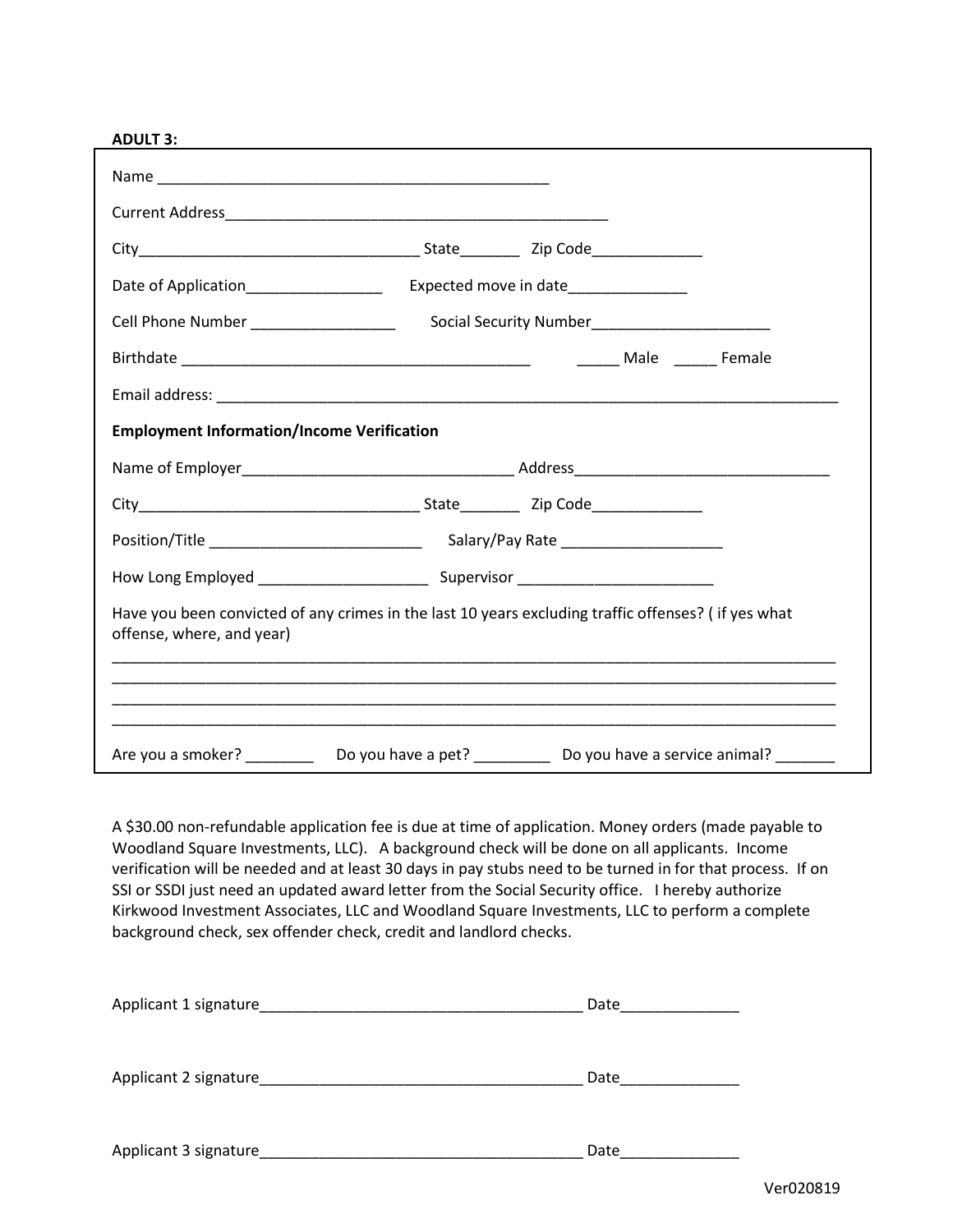**ADULT 3:**

Name ______________________________________________

Current Address____________________________________________

City________________________________ State_______ Zip Code_____________

Date of Application________________ Expected move in date______________

Cell Phone Number _________________ Social Security Number_____________________

Birthdate ________________________________________ _____ Male _____ Female

Email address: ________________________________________________________________________

**Employment Information/Income Verification**

Name of Employer______________________________ Address_____________________________

City________________________________ State_______ Zip Code_____________

Position/Title ________________________ Salary/Pay Rate ___________________

How Long Employed ___________________ Supervisor ______________________

Have you been convicted of any crimes in the last 10 years excluding traffic offenses? ( if yes what offense, where, and year)

_________________________________________________________________________________

_________________________________________________________________________________

_________________________________________________________________________________

_________________________________________________________________________________

Are you a smoker? ________ Do you have a pet? _________ Do you have a service animal? _______

A $30.00 non-refundable application fee is due at time of application. Money orders (made payable to Woodland Square Investments, LLC). A background check will be done on all applicants. Income verification will be needed and at least 30 days in pay stubs need to be turned in for that process. If on SSI or SSDI just need an updated award letter from the Social Security office. I hereby authorize Kirkwood Investment Associates, LLC and Woodland Square Investments, LLC to perform a complete background check, sex offender check, credit and landlord checks.

Applicant 1 signature______________________________________ Date______________

Applicant 2 signature______________________________________ Date______________

Applicant 3 signature______________________________________ Date______________

Ver020819